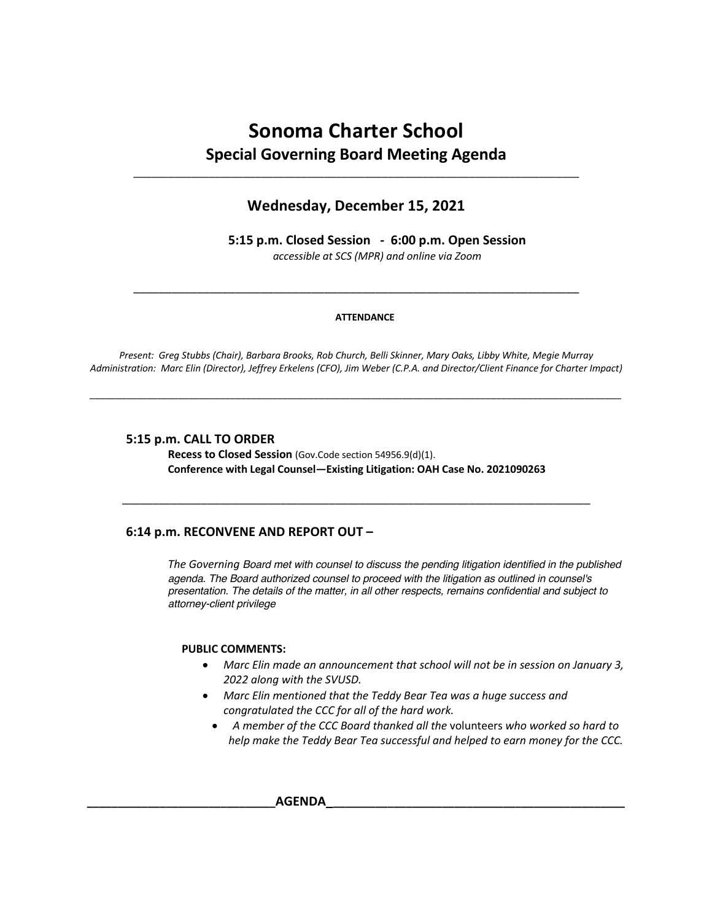# Sonoma Charter School

## Special Governing Board Meeting Agenda

---

### Wednesday, December 15, 2021

**5:15 p.m. Closed Session - 6:00 p.m. Open Session**

*accessible at SCS (MPR) and online via Zoom*

---

**ATTENDANCE**

*Present: Greg Stubbs (Chair), Barbara Brooks, Rob Church, Belli Skinner, Mary Oaks, Libby White, Megie Murray*
*Administration: Marc Elin (Director), Jeffrey Erkelens (CFO), Jim Weber (C.P.A. and Director/Client Finance for Charter Impact)*

---

### 5:15 p.m. CALL TO ORDER

**Recess to Closed Session** (Gov.Code section 54956.9(d)(1).
**Conference with Legal Counsel—Existing Litigation: OAH Case No. 2021090263**

---

### 6:14 p.m. RECONVENE AND REPORT OUT –

*The Governing Board met with counsel to discuss the pending litigation identified in the published agenda. The Board authorized counsel to proceed with the litigation as outlined in counsel's presentation. The details of the matter, in all other respects, remains confidential and subject to attorney-client privilege*

**PUBLIC COMMENTS:**

- *Marc Elin made an announcement that school will not be in session on January 3, 2022 along with the SVUSD.*
- *Marc Elin mentioned that the Teddy Bear Tea was a huge success and congratulated the CCC for all of the hard work.*
- *A member of the CCC Board thanked all the* volunteers *who worked so hard to help make the Teddy Bear Tea successful and helped to earn money for the CCC.*

**AGENDA**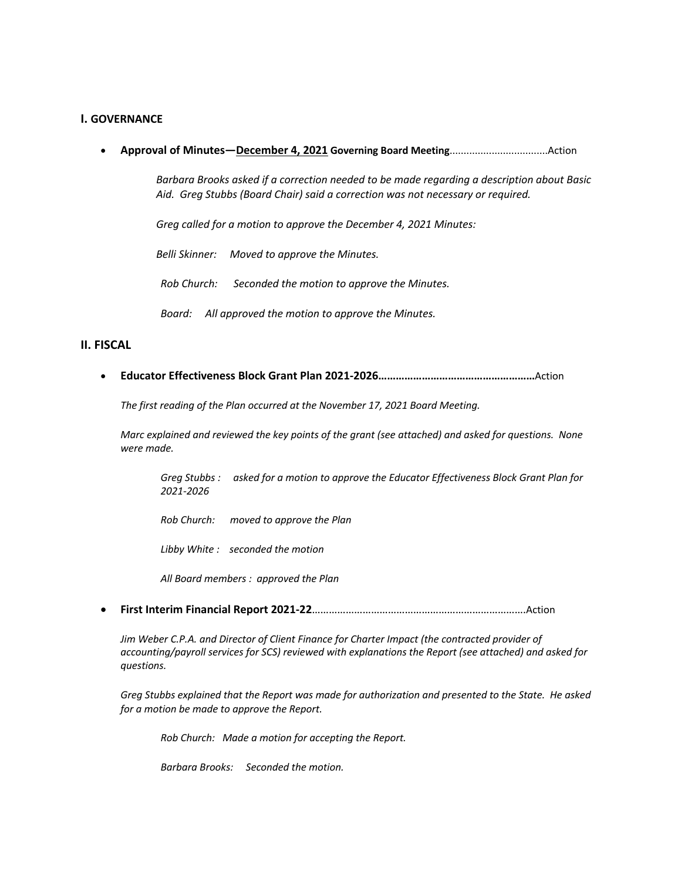## I. GOVERNANCE

- **Approval of Minutes—<u>December 4, 2021</u> Governing Board Meeting**..................................Action

    *Barbara Brooks asked if a correction needed to be made regarding a description about Basic Aid. Greg Stubbs (Board Chair) said a correction was not necessary or required.*

    *Greg called for a motion to approve the December 4, 2021 Minutes:*

    *Belli Skinner: Moved to approve the Minutes.*

    *Rob Church: Seconded the motion to approve the Minutes.*

    *Board: All approved the motion to approve the Minutes.*

## II. FISCAL

- **Educator Effectiveness Block Grant Plan 2021-2026………………………………………………**Action

    *The first reading of the Plan occurred at the November 17, 2021 Board Meeting.*

    *Marc explained and reviewed the key points of the grant (see attached) and asked for questions. None were made.*

    *Greg Stubbs : asked for a motion to approve the Educator Effectiveness Block Grant Plan for 2021-2026*

    *Rob Church: moved to approve the Plan*

    *Libby White : seconded the motion*

    *All Board members : approved the Plan*

- **First Interim Financial Report 2021-22**…………………………………………………………………Action

    *Jim Weber C.P.A. and Director of Client Finance for Charter Impact (the contracted provider of accounting/payroll services for SCS) reviewed with explanations the Report (see attached) and asked for questions.*

    *Greg Stubbs explained that the Report was made for authorization and presented to the State. He asked for a motion be made to approve the Report.*

    *Rob Church: Made a motion for accepting the Report.*

    *Barbara Brooks: Seconded the motion.*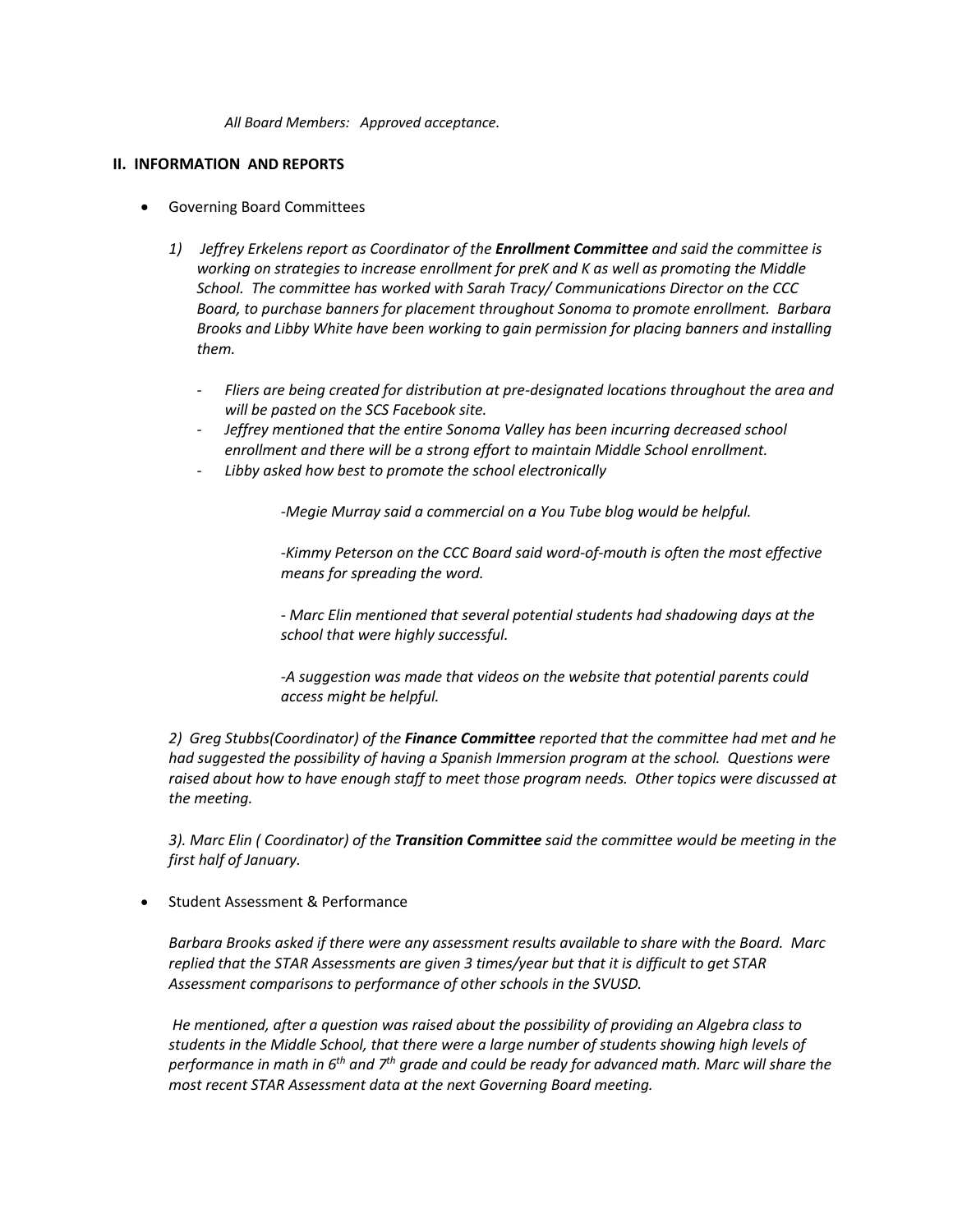*All Board Members: Approved acceptance.*

### II. INFORMATION AND REPORTS

- Governing Board Committees

  *1) Jeffrey Erkelens report as Coordinator of the **Enrollment Committee** and said the committee is working on strategies to increase enrollment for preK and K as well as promoting the Middle School. The committee has worked with Sarah Tracy/ Communications Director on the CCC Board, to purchase banners for placement throughout Sonoma to promote enrollment. Barbara Brooks and Libby White have been working to gain permission for placing banners and installing them.*

  - *Fliers are being created for distribution at pre-designated locations throughout the area and will be pasted on the SCS Facebook site.*
  - *Jeffrey mentioned that the entire Sonoma Valley has been incurring decreased school enrollment and there will be a strong effort to maintain Middle School enrollment.*
  - *Libby asked how best to promote the school electronically*

    *-Megie Murray said a commercial on a You Tube blog would be helpful.*

    *-Kimmy Peterson on the CCC Board said word-of-mouth is often the most effective means for spreading the word.*

    *- Marc Elin mentioned that several potential students had shadowing days at the school that were highly successful.*

    *-A suggestion was made that videos on the website that potential parents could access might be helpful.*

  *2) Greg Stubbs(Coordinator) of the **Finance Committee** reported that the committee had met and he had suggested the possibility of having a Spanish Immersion program at the school. Questions were raised about how to have enough staff to meet those program needs. Other topics were discussed at the meeting.*

  *3). Marc Elin ( Coordinator) of the **Transition Committee** said the committee would be meeting in the first half of January.*

- Student Assessment & Performance

  *Barbara Brooks asked if there were any assessment results available to share with the Board. Marc replied that the STAR Assessments are given 3 times/year but that it is difficult to get STAR Assessment comparisons to performance of other schools in the SVUSD.*

  *He mentioned, after a question was raised about the possibility of providing an Algebra class to students in the Middle School, that there were a large number of students showing high levels of performance in math in 6th and 7th grade and could be ready for advanced math. Marc will share the most recent STAR Assessment data at the next Governing Board meeting.*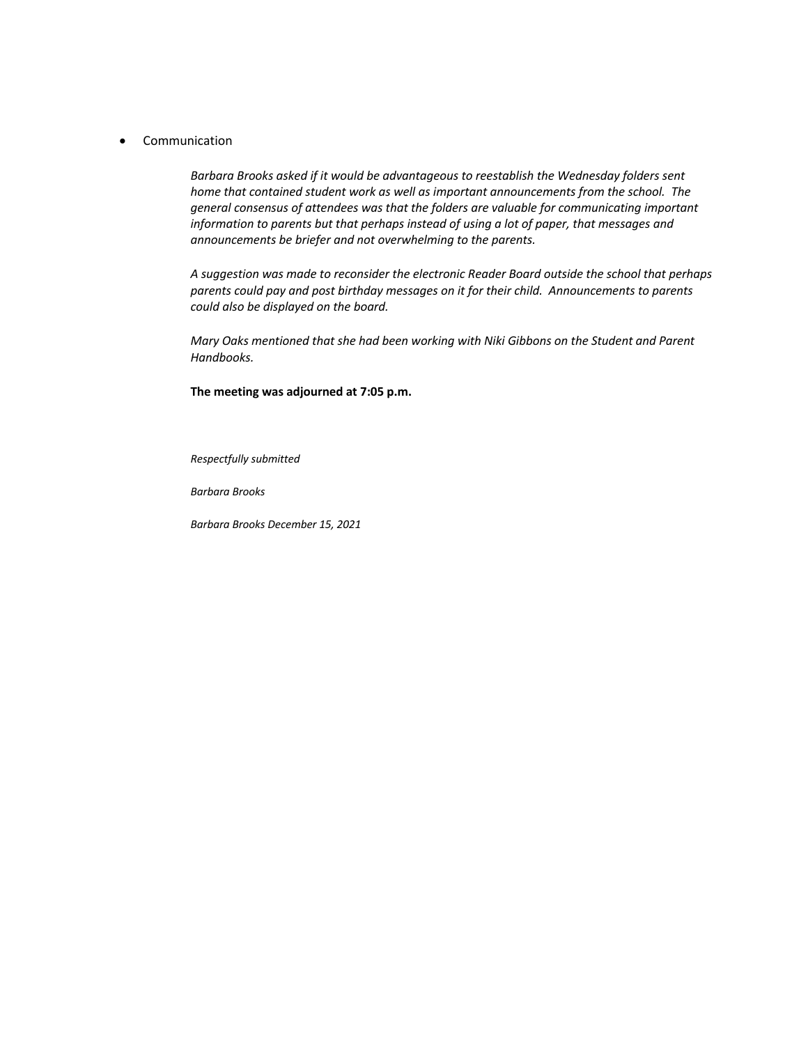- Communication

  *Barbara Brooks asked if it would be advantageous to reestablish the Wednesday folders sent home that contained student work as well as important announcements from the school. The general consensus of attendees was that the folders are valuable for communicating important information to parents but that perhaps instead of using a lot of paper, that messages and announcements be briefer and not overwhelming to the parents.*

  *A suggestion was made to reconsider the electronic Reader Board outside the school that perhaps parents could pay and post birthday messages on it for their child. Announcements to parents could also be displayed on the board.*

  *Mary Oaks mentioned that she had been working with Niki Gibbons on the Student and Parent Handbooks.*

  **The meeting was adjourned at 7:05 p.m.**

  *Respectfully submitted*

  *Barbara Brooks*

  *Barbara Brooks December 15, 2021*